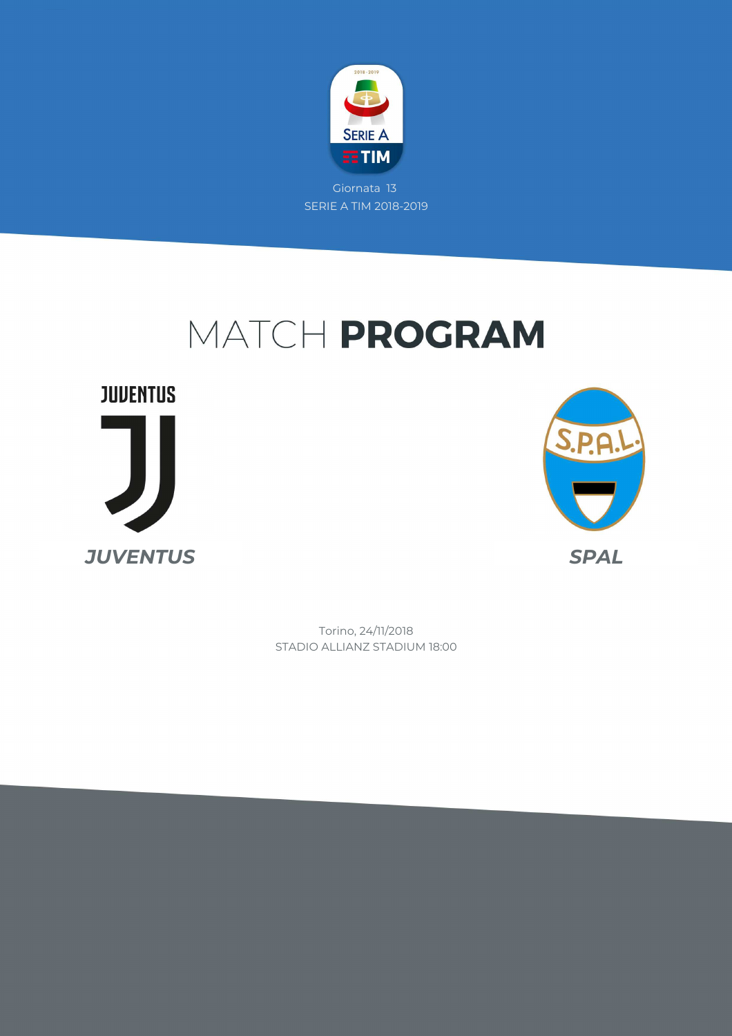Giornata 13

SERIE A TIM 2018-2019

# MATCH **PROGRAM**

**JUVENTUS**

**SPAL**

Torino, 24/11/2018

STADIO ALLIANZ STADIUM 18:00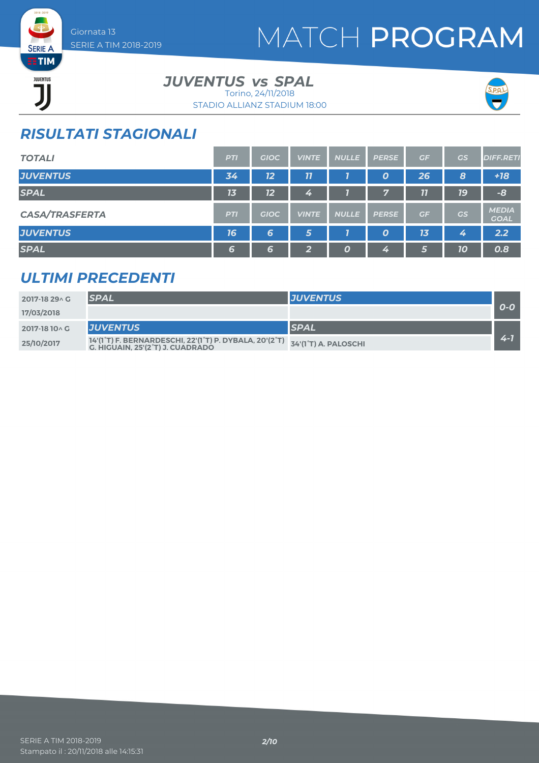# MATCH PROGRAM

Giornata 13
SERIE A TIM 2018-2019

## JUVENTUS vs SPAL

Torino, 24/11/2018
STADIO ALLIANZ STADIUM 18:00

## RISULTATI STAGIONALI

| TOTALI | PTI | GIOC | VINTE | NULLE | PERSE | GF | GS | DIFF.RETI |
|---|---|---|---|---|---|---|---|---|
| JUVENTUS | 34 | 12 | 11 | 1 | 0 | 26 | 8 | +18 |
| SPAL | 13 | 12 | 4 | 1 | 7 | 11 | 19 | -8 |

| CASA/TRASFERTA | PTI | GIOC | VINTE | NULLE | PERSE | GF | GS | MEDIA GOAL |
|---|---|---|---|---|---|---|---|---|
| JUVENTUS | 16 | 6 | 5 | 1 | 0 | 13 | 4 | 2.2 |
| SPAL | 6 | 6 | 2 | 0 | 4 | 5 | 10 | 0.8 |

## ULTIMI PRECEDENTI

| Giornata | Casa | Trasferta | Risultato |
|---|---|---|---|
| 2017-18 29^ G | SPAL | JUVENTUS | 0-0 |
| 17/03/2018 | | | |
| 2017-18 10^ G | JUVENTUS | SPAL | 4-1 |
| 25/10/2017 | 14'(1°T) F. BERNARDESCHI, 22'(1°T) P. DYBALA, 20'(2°T) G. HIGUAIN, 25'(2°T) J. CUADRADO | 34'(1°T) A. PALOSCHI | |

Stampato il : 20/11/2018 alle 14:15:31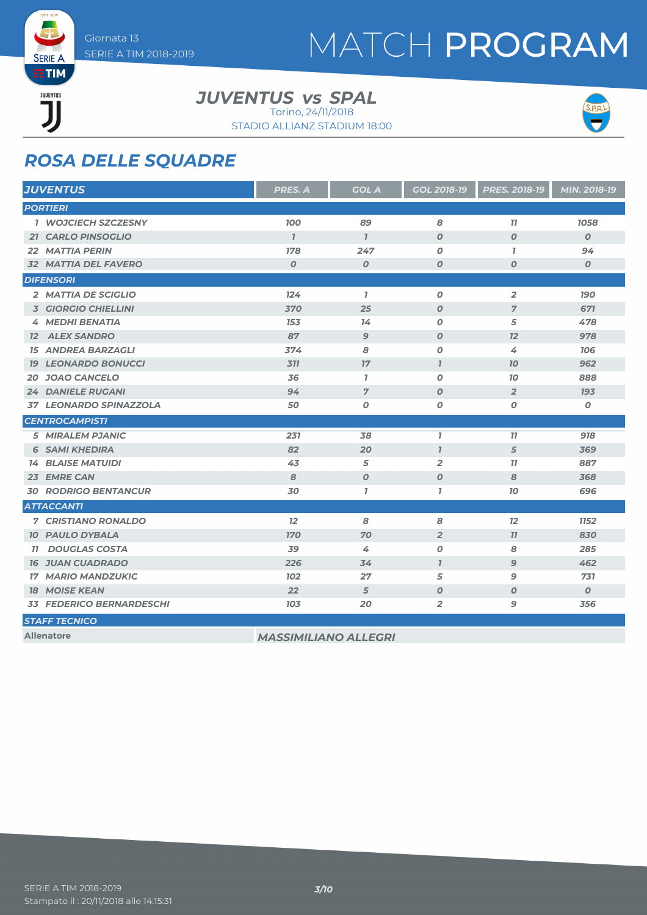Giornata 13
SERIE A TIM 2018-2019

# MATCH PROGRAM

## JUVENTUS vs SPAL

Torino, 24/11/2018
STADIO ALLIANZ STADIUM 18:00

## ROSA DELLE SQUADRE

| JUVENTUS | PRES. A | GOL A | GOL 2018-19 | PRES. 2018-19 | MIN. 2018-19 |
|---|---|---|---|---|---|
| **PORTIERI** | | | | | |
| 1 WOJCIECH SZCZESNY | 100 | 89 | 8 | 11 | 1058 |
| 21 CARLO PINSOGLIO | 1 | 1 | 0 | 0 | 0 |
| 22 MATTIA PERIN | 178 | 247 | 0 | 1 | 94 |
| 32 MATTIA DEL FAVERO | 0 | 0 | 0 | 0 | 0 |
| **DIFENSORI** | | | | | |
| 2 MATTIA DE SCIGLIO | 124 | 1 | 0 | 2 | 190 |
| 3 GIORGIO CHIELLINI | 370 | 25 | 0 | 7 | 671 |
| 4 MEDHI BENATIA | 153 | 14 | 0 | 5 | 478 |
| 12 ALEX SANDRO | 87 | 9 | 0 | 12 | 978 |
| 15 ANDREA BARZAGLI | 374 | 8 | 0 | 4 | 106 |
| 19 LEONARDO BONUCCI | 311 | 17 | 1 | 10 | 962 |
| 20 JOAO CANCELO | 36 | 1 | 0 | 10 | 888 |
| 24 DANIELE RUGANI | 94 | 7 | 0 | 2 | 193 |
| 37 LEONARDO SPINAZZOLA | 50 | 0 | 0 | 0 | 0 |
| **CENTROCAMPISTI** | | | | | |
| 5 MIRALEM PJANIC | 231 | 38 | 1 | 11 | 918 |
| 6 SAMI KHEDIRA | 82 | 20 | 1 | 5 | 369 |
| 14 BLAISE MATUIDI | 43 | 5 | 2 | 11 | 887 |
| 23 EMRE CAN | 8 | 0 | 0 | 8 | 368 |
| 30 RODRIGO BENTANCUR | 30 | 1 | 1 | 10 | 696 |
| **ATTACCANTI** | | | | | |
| 7 CRISTIANO RONALDO | 12 | 8 | 8 | 12 | 1152 |
| 10 PAULO DYBALA | 170 | 70 | 2 | 11 | 830 |
| 11 DOUGLAS COSTA | 39 | 4 | 0 | 8 | 285 |
| 16 JUAN CUADRADO | 226 | 34 | 1 | 9 | 462 |
| 17 MARIO MANDZUKIC | 102 | 27 | 5 | 9 | 731 |
| 18 MOISE KEAN | 22 | 5 | 0 | 0 | 0 |
| 33 FEDERICO BERNARDESCHI | 103 | 20 | 2 | 9 | 356 |
| **STAFF TECNICO** | | | | | |
| Allenatore | MASSIMILIANO ALLEGRI | | | | |

SERIE A TIM 2018-2019
Stampato il : 20/11/2018 alle 14:15:31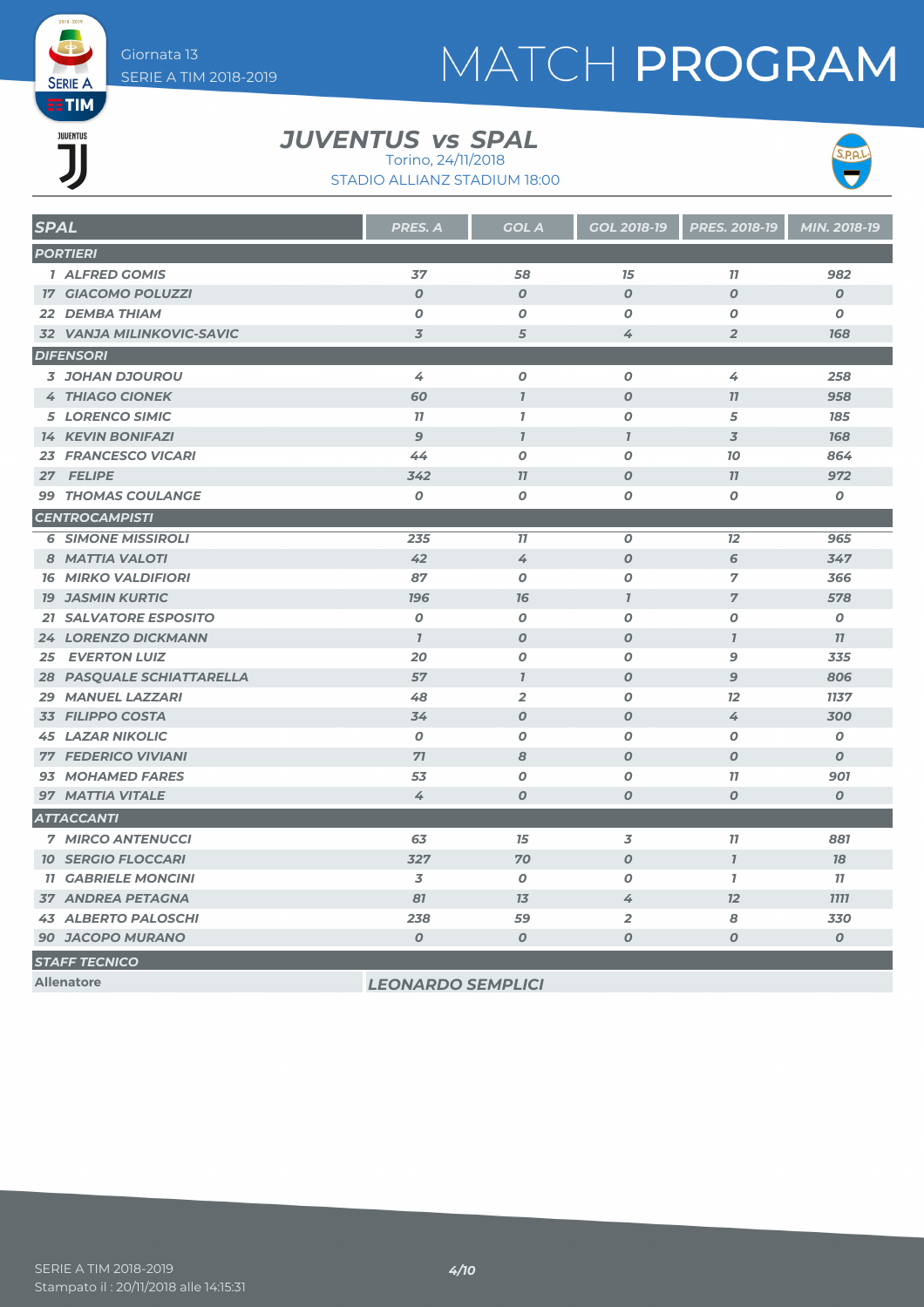Giornata 13
SERIE A TIM 2018-2019

# MATCH PROGRAM

## JUVENTUS vs SPAL

Torino, 24/11/2018
STADIO ALLIANZ STADIUM 18:00

| SPAL | PRES. A | GOL A | GOL 2018-19 | PRES. 2018-19 | MIN. 2018-19 |
|---|---|---|---|---|---|
| **PORTIERI** | | | | | |
| 1 ALFRED GOMIS | 37 | 58 | 15 | 11 | 982 |
| 17 GIACOMO POLUZZI | 0 | 0 | 0 | 0 | 0 |
| 22 DEMBA THIAM | 0 | 0 | 0 | 0 | 0 |
| 32 VANJA MILINKOVIC-SAVIC | 3 | 5 | 4 | 2 | 168 |
| **DIFENSORI** | | | | | |
| 3 JOHAN DJOUROU | 4 | 0 | 0 | 4 | 258 |
| 4 THIAGO CIONEK | 60 | 1 | 0 | 11 | 958 |
| 5 LORENCO SIMIC | 11 | 1 | 0 | 5 | 185 |
| 14 KEVIN BONIFAZI | 9 | 1 | 1 | 3 | 168 |
| 23 FRANCESCO VICARI | 44 | 0 | 0 | 10 | 864 |
| 27 FELIPE | 342 | 11 | 0 | 11 | 972 |
| 99 THOMAS COULANGE | 0 | 0 | 0 | 0 | 0 |
| **CENTROCAMPISTI** | | | | | |
| 6 SIMONE MISSIROLI | 235 | 11 | 0 | 12 | 965 |
| 8 MATTIA VALOTI | 42 | 4 | 0 | 6 | 347 |
| 16 MIRKO VALDIFIORI | 87 | 0 | 0 | 7 | 366 |
| 19 JASMIN KURTIC | 196 | 16 | 1 | 7 | 578 |
| 21 SALVATORE ESPOSITO | 0 | 0 | 0 | 0 | 0 |
| 24 LORENZO DICKMANN | 1 | 0 | 0 | 1 | 11 |
| 25 EVERTON LUIZ | 20 | 0 | 0 | 9 | 335 |
| 28 PASQUALE SCHIATTARELLA | 57 | 1 | 0 | 9 | 806 |
| 29 MANUEL LAZZARI | 48 | 2 | 0 | 12 | 1137 |
| 33 FILIPPO COSTA | 34 | 0 | 0 | 4 | 300 |
| 45 LAZAR NIKOLIC | 0 | 0 | 0 | 0 | 0 |
| 77 FEDERICO VIVIANI | 71 | 8 | 0 | 0 | 0 |
| 93 MOHAMED FARES | 53 | 0 | 0 | 11 | 901 |
| 97 MATTIA VITALE | 4 | 0 | 0 | 0 | 0 |
| **ATTACCANTI** | | | | | |
| 7 MIRCO ANTENUCCI | 63 | 15 | 3 | 11 | 881 |
| 10 SERGIO FLOCCARI | 327 | 70 | 0 | 1 | 18 |
| 11 GABRIELE MONCINI | 3 | 0 | 0 | 1 | 11 |
| 37 ANDREA PETAGNA | 81 | 13 | 4 | 12 | 1111 |
| 43 ALBERTO PALOSCHI | 238 | 59 | 2 | 8 | 330 |
| 90 JACOPO MURANO | 0 | 0 | 0 | 0 | 0 |
| **STAFF TECNICO** | | | | | |
| Allenatore | LEONARDO SEMPLICI | | | | |

SERIE A TIM 2018-2019
Stampato il : 20/11/2018 alle 14:15:31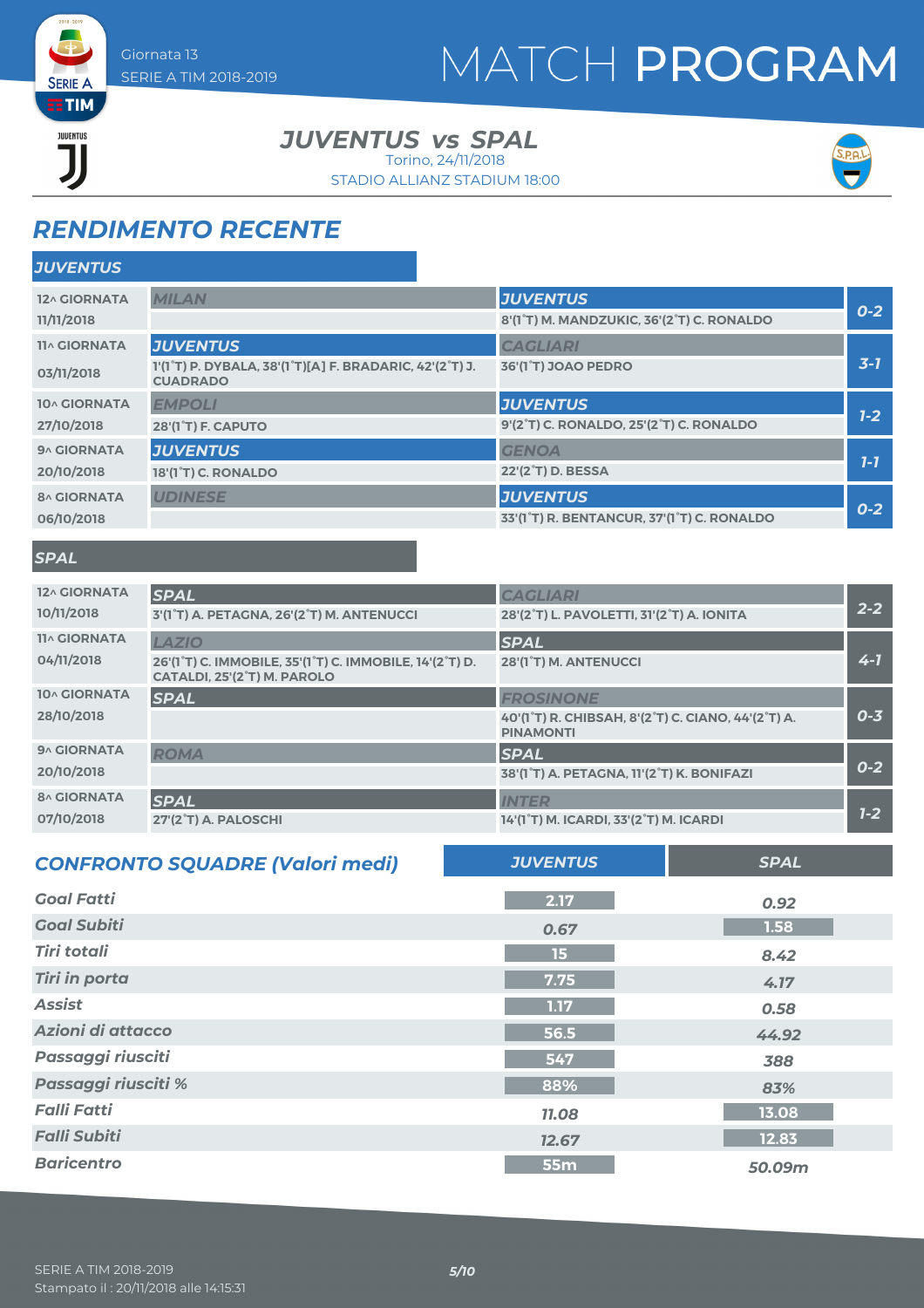Giornata 13
SERIE A TIM 2018-2019

# MATCH PROGRAM

## JUVENTUS vs SPAL

Torino, 24/11/2018
STADIO ALLIANZ STADIUM 18:00

## RENDIMENTO RECENTE

### JUVENTUS

| Giornata | Casa | Ospite | Risultato |
|---|---|---|---|
| 12^ GIORNATA 11/11/2018 | MILAN | JUVENTUS<br>8'(1°T) M. MANDZUKIC, 36'(2°T) C. RONALDO | 0-2 |
| 11^ GIORNATA 03/11/2018 | JUVENTUS<br>1'(1°T) P. DYBALA, 38'(1°T)[A] F. BRADARIC, 42'(2°T) J. CUADRADO | CAGLIARI<br>36'(1°T) JOAO PEDRO | 3-1 |
| 10^ GIORNATA 27/10/2018 | EMPOLI<br>28'(1°T) F. CAPUTO | JUVENTUS<br>9'(2°T) C. RONALDO, 25'(2°T) C. RONALDO | 1-2 |
| 9^ GIORNATA 20/10/2018 | JUVENTUS<br>18'(1°T) C. RONALDO | GENOA<br>22'(2°T) D. BESSA | 1-1 |
| 8^ GIORNATA 06/10/2018 | UDINESE | JUVENTUS<br>33'(1°T) R. BENTANCUR, 37'(1°T) C. RONALDO | 0-2 |

### SPAL

| Giornata | Casa | Ospite | Risultato |
|---|---|---|---|
| 12^ GIORNATA 10/11/2018 | SPAL<br>3'(1°T) A. PETAGNA, 26'(2°T) M. ANTENUCCI | CAGLIARI<br>28'(2°T) L. PAVOLETTI, 31'(2°T) A. IONITA | 2-2 |
| 11^ GIORNATA 04/11/2018 | LAZIO<br>26'(1°T) C. IMMOBILE, 35'(1°T) C. IMMOBILE, 14'(2°T) D. CATALDI, 25'(2°T) M. PAROLO | SPAL<br>28'(1°T) M. ANTENUCCI | 4-1 |
| 10^ GIORNATA 28/10/2018 | SPAL | FROSINONE<br>40'(1°T) R. CHIBSAH, 8'(2°T) C. CIANO, 44'(2°T) A. PINAMONTI | 0-3 |
| 9^ GIORNATA 20/10/2018 | ROMA | SPAL<br>38'(1°T) A. PETAGNA, 11'(2°T) K. BONIFAZI | 0-2 |
| 8^ GIORNATA 07/10/2018 | SPAL<br>27'(2°T) A. PALOSCHI | INTER<br>14'(1°T) M. ICARDI, 33'(2°T) M. ICARDI | 1-2 |

## CONFRONTO SQUADRE (Valori medi)

| | JUVENTUS | SPAL |
|---|---|---|
| Goal Fatti | 2.17 | 0.92 |
| Goal Subiti | 0.67 | 1.58 |
| Tiri totali | 15 | 8.42 |
| Tiri in porta | 7.75 | 4.17 |
| Assist | 1.17 | 0.58 |
| Azioni di attacco | 56.5 | 44.92 |
| Passaggi riusciti | 547 | 388 |
| Passaggi riusciti % | 88% | 83% |
| Falli Fatti | 11.08 | 13.08 |
| Falli Subiti | 12.67 | 12.83 |
| Baricentro | 55m | 50.09m |

SERIE A TIM 2018-2019
Stampato il : 20/11/2018 alle 14:15:31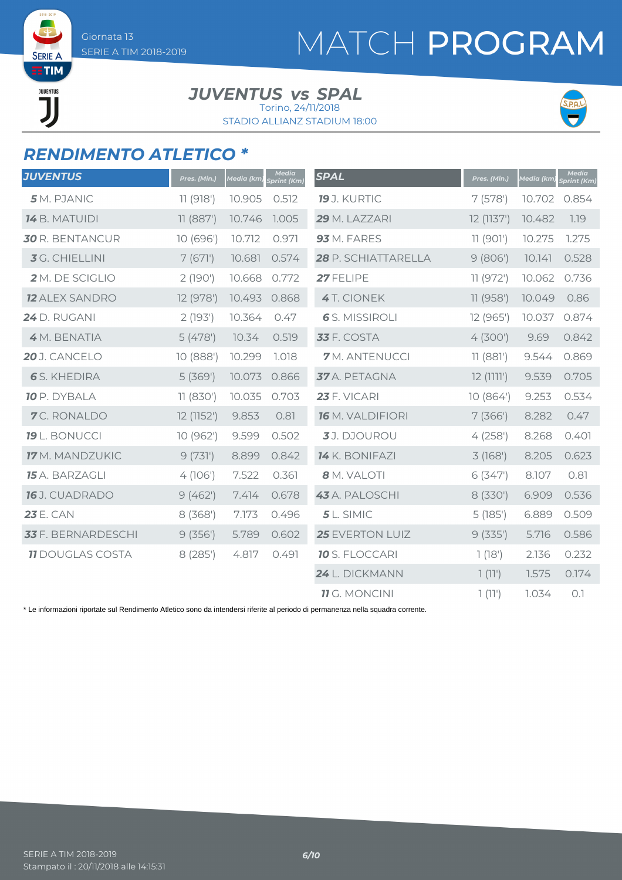# MATCH PROGRAM

Giornata 13
SERIE A TIM 2018-2019

## JUVENTUS vs SPAL

Torino, 24/11/2018
STADIO ALLIANZ STADIUM 18:00

## RENDIMENTO ATLETICO *

| JUVENTUS | Pres. (Min.) | Media (km) | Media Sprint (Km) |
|---|---|---|---|
| **5** M. PJANIC | 11 (918') | 10.905 | 0.512 |
| **14** B. MATUIDI | 11 (887') | 10.746 | 1.005 |
| **30** R. BENTANCUR | 10 (696') | 10.712 | 0.971 |
| **3** G. CHIELLINI | 7 (671') | 10.681 | 0.574 |
| **2** M. DE SCIGLIO | 2 (190') | 10.668 | 0.772 |
| **12** ALEX SANDRO | 12 (978') | 10.493 | 0.868 |
| **24** D. RUGANI | 2 (193') | 10.364 | 0.47 |
| **4** M. BENATIA | 5 (478') | 10.34 | 0.519 |
| **20** J. CANCELO | 10 (888') | 10.299 | 1.018 |
| **6** S. KHEDIRA | 5 (369') | 10.073 | 0.866 |
| **10** P. DYBALA | 11 (830') | 10.035 | 0.703 |
| **7** C. RONALDO | 12 (1152') | 9.853 | 0.81 |
| **19** L. BONUCCI | 10 (962') | 9.599 | 0.502 |
| **17** M. MANDZUKIC | 9 (731') | 8.899 | 0.842 |
| **15** A. BARZAGLI | 4 (106') | 7.522 | 0.361 |
| **16** J. CUADRADO | 9 (462') | 7.414 | 0.678 |
| **23** E. CAN | 8 (368') | 7.173 | 0.496 |
| **33** F. BERNARDESCHI | 9 (356') | 5.789 | 0.602 |
| **11** DOUGLAS COSTA | 8 (285') | 4.817 | 0.491 |

| SPAL | Pres. (Min.) | Media (km) | Media Sprint (Km) |
|---|---|---|---|
| **19** J. KURTIC | 7 (578') | 10.702 | 0.854 |
| **29** M. LAZZARI | 12 (1137') | 10.482 | 1.19 |
| **93** M. FARES | 11 (901') | 10.275 | 1.275 |
| **28** P. SCHIATTARELLA | 9 (806') | 10.141 | 0.528 |
| **27** FELIPE | 11 (972') | 10.062 | 0.736 |
| **4** T. CIONEK | 11 (958') | 10.049 | 0.86 |
| **6** S. MISSIROLI | 12 (965') | 10.037 | 0.874 |
| **33** F. COSTA | 4 (300') | 9.69 | 0.842 |
| **7** M. ANTENUCCI | 11 (881') | 9.544 | 0.869 |
| **37** A. PETAGNA | 12 (1111') | 9.539 | 0.705 |
| **23** F. VICARI | 10 (864') | 9.253 | 0.534 |
| **16** M. VALDIFIORI | 7 (366') | 8.282 | 0.47 |
| **3** J. DJOUROU | 4 (258') | 8.268 | 0.401 |
| **14** K. BONIFAZI | 3 (168') | 8.205 | 0.623 |
| **8** M. VALOTI | 6 (347') | 8.107 | 0.81 |
| **43** A. PALOSCHI | 8 (330') | 6.909 | 0.536 |
| **5** L. SIMIC | 5 (185') | 6.889 | 0.509 |
| **25** EVERTON LUIZ | 9 (335') | 5.716 | 0.586 |
| **10** S. FLOCCARI | 1 (18') | 2.136 | 0.232 |
| **24** L. DICKMANN | 1 (11') | 1.575 | 0.174 |
| **11** G. MONCINI | 1 (11') | 1.034 | 0.1 |

* Le informazioni riportate sul Rendimento Atletico sono da intendersi riferite al periodo di permanenza nella squadra corrente.

SERIE A TIM 2018-2019
Stampato il : 20/11/2018 alle 14:15:31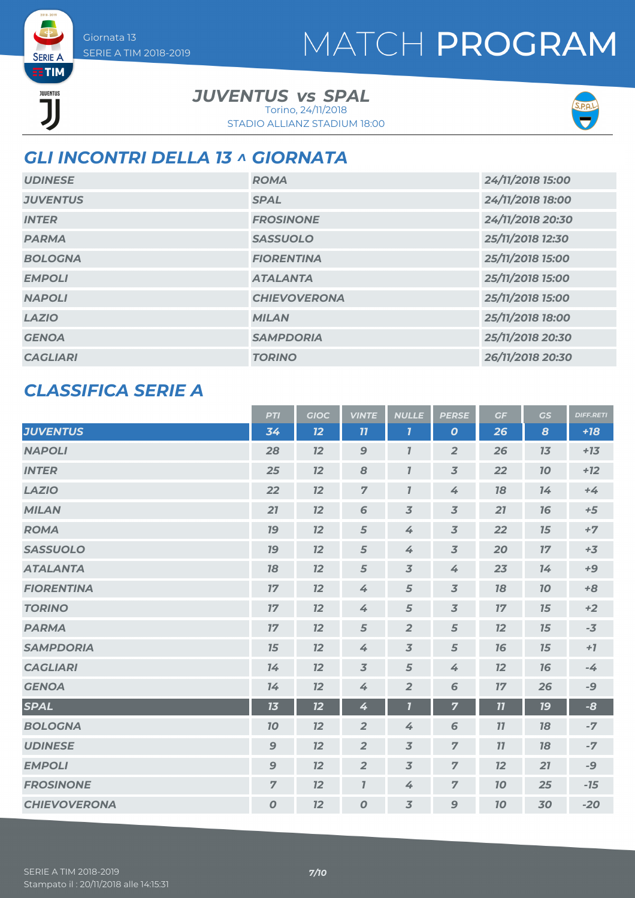Giornata 13
SERIE A TIM 2018-2019

# MATCH PROGRAM

**JUVENTUS vs SPAL**
Torino, 24/11/2018
STADIO ALLIANZ STADIUM 18:00

## GLI INCONTRI DELLA 13 ^ GIORNATA

| | | |
|---|---|---|
| UDINESE | ROMA | 24/11/2018 15:00 |
| JUVENTUS | SPAL | 24/11/2018 18:00 |
| INTER | FROSINONE | 24/11/2018 20:30 |
| PARMA | SASSUOLO | 25/11/2018 12:30 |
| BOLOGNA | FIORENTINA | 25/11/2018 15:00 |
| EMPOLI | ATALANTA | 25/11/2018 15:00 |
| NAPOLI | CHIEVOVERONA | 25/11/2018 15:00 |
| LAZIO | MILAN | 25/11/2018 18:00 |
| GENOA | SAMPDORIA | 25/11/2018 20:30 |
| CAGLIARI | TORINO | 26/11/2018 20:30 |

## CLASSIFICA SERIE A

| | PTI | GIOC | VINTE | NULLE | PERSE | GF | GS | DIFF.RETI |
|---|---|---|---|---|---|---|---|---|
| JUVENTUS | 34 | 12 | 11 | 1 | 0 | 26 | 8 | +18 |
| NAPOLI | 28 | 12 | 9 | 1 | 2 | 26 | 13 | +13 |
| INTER | 25 | 12 | 8 | 1 | 3 | 22 | 10 | +12 |
| LAZIO | 22 | 12 | 7 | 1 | 4 | 18 | 14 | +4 |
| MILAN | 21 | 12 | 6 | 3 | 3 | 21 | 16 | +5 |
| ROMA | 19 | 12 | 5 | 4 | 3 | 22 | 15 | +7 |
| SASSUOLO | 19 | 12 | 5 | 4 | 3 | 20 | 17 | +3 |
| ATALANTA | 18 | 12 | 5 | 3 | 4 | 23 | 14 | +9 |
| FIORENTINA | 17 | 12 | 4 | 5 | 3 | 18 | 10 | +8 |
| TORINO | 17 | 12 | 4 | 5 | 3 | 17 | 15 | +2 |
| PARMA | 17 | 12 | 5 | 2 | 5 | 12 | 15 | -3 |
| SAMPDORIA | 15 | 12 | 4 | 3 | 5 | 16 | 15 | +1 |
| CAGLIARI | 14 | 12 | 3 | 5 | 4 | 12 | 16 | -4 |
| GENOA | 14 | 12 | 4 | 2 | 6 | 17 | 26 | -9 |
| SPAL | 13 | 12 | 4 | 1 | 7 | 11 | 19 | -8 |
| BOLOGNA | 10 | 12 | 2 | 4 | 6 | 11 | 18 | -7 |
| UDINESE | 9 | 12 | 2 | 3 | 7 | 11 | 18 | -7 |
| EMPOLI | 9 | 12 | 2 | 3 | 7 | 12 | 21 | -9 |
| FROSINONE | 7 | 12 | 1 | 4 | 7 | 10 | 25 | -15 |
| CHIEVOVERONA | 0 | 12 | 0 | 3 | 9 | 10 | 30 | -20 |

SERIE A TIM 2018-2019
Stampato il : 20/11/2018 alle 14:15:31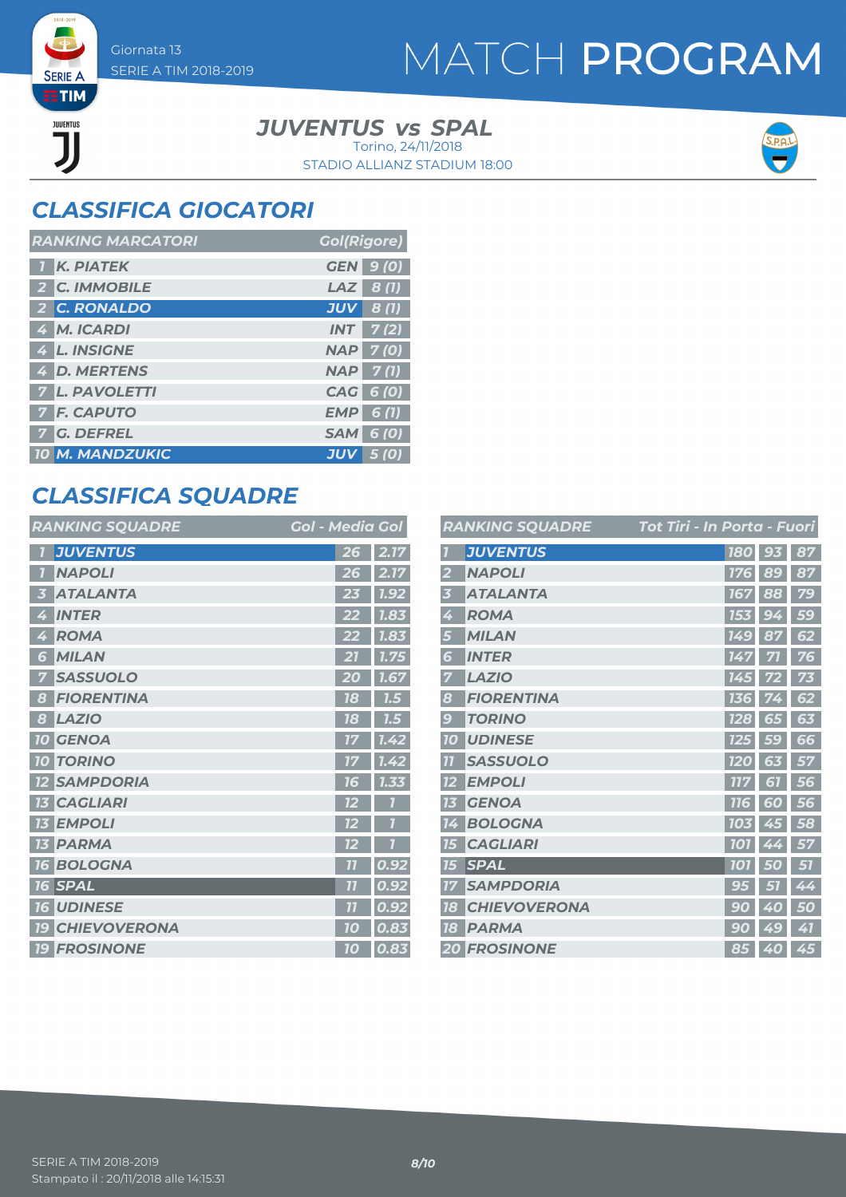Giornata 13
SERIE A TIM 2018-2019

# MATCH PROGRAM

**JUVENTUS vs SPAL**
Torino, 24/11/2018
STADIO ALLIANZ STADIUM 18:00

## CLASSIFICA GIOCATORI

| RANKING MARCATORI | | | Gol(Rigore) |
|---|---|---|---|
| 1 | K. PIATEK | GEN | 9 (0) |
| 2 | C. IMMOBILE | LAZ | 8 (1) |
| 2 | C. RONALDO | JUV | 8 (1) |
| 4 | M. ICARDI | INT | 7 (2) |
| 4 | L. INSIGNE | NAP | 7 (0) |
| 4 | D. MERTENS | NAP | 7 (1) |
| 7 | L. PAVOLETTI | CAG | 6 (0) |
| 7 | F. CAPUTO | EMP | 6 (1) |
| 7 | G. DEFREL | SAM | 6 (0) |
| 10 | M. MANDZUKIC | JUV | 5 (0) |

## CLASSIFICA SQUADRE

| RANKING SQUADRE | | Gol | Media Gol |
|---|---|---|---|
| 1 | JUVENTUS | 26 | 2.17 |
| 1 | NAPOLI | 26 | 2.17 |
| 3 | ATALANTA | 23 | 1.92 |
| 4 | INTER | 22 | 1.83 |
| 4 | ROMA | 22 | 1.83 |
| 6 | MILAN | 21 | 1.75 |
| 7 | SASSUOLO | 20 | 1.67 |
| 8 | FIORENTINA | 18 | 1.5 |
| 8 | LAZIO | 18 | 1.5 |
| 10 | GENOA | 17 | 1.42 |
| 10 | TORINO | 17 | 1.42 |
| 12 | SAMPDORIA | 16 | 1.33 |
| 13 | CAGLIARI | 12 | 1 |
| 13 | EMPOLI | 12 | 1 |
| 13 | PARMA | 12 | 1 |
| 16 | BOLOGNA | 11 | 0.92 |
| 16 | SPAL | 11 | 0.92 |
| 16 | UDINESE | 11 | 0.92 |
| 19 | CHIEVOVERONA | 10 | 0.83 |
| 19 | FROSINONE | 10 | 0.83 |

| RANKING SQUADRE | | Tot Tiri | In Porta | Fuori |
|---|---|---|---|---|
| 1 | JUVENTUS | 180 | 93 | 87 |
| 2 | NAPOLI | 176 | 89 | 87 |
| 3 | ATALANTA | 167 | 88 | 79 |
| 4 | ROMA | 153 | 94 | 59 |
| 5 | MILAN | 149 | 87 | 62 |
| 6 | INTER | 147 | 71 | 76 |
| 7 | LAZIO | 145 | 72 | 73 |
| 8 | FIORENTINA | 136 | 74 | 62 |
| 9 | TORINO | 128 | 65 | 63 |
| 10 | UDINESE | 125 | 59 | 66 |
| 11 | SASSUOLO | 120 | 63 | 57 |
| 12 | EMPOLI | 117 | 61 | 56 |
| 13 | GENOA | 116 | 60 | 56 |
| 14 | BOLOGNA | 103 | 45 | 58 |
| 15 | CAGLIARI | 101 | 44 | 57 |
| 15 | SPAL | 101 | 50 | 51 |
| 17 | SAMPDORIA | 95 | 51 | 44 |
| 18 | CHIEVOVERONA | 90 | 40 | 50 |
| 18 | PARMA | 90 | 49 | 41 |
| 20 | FROSINONE | 85 | 40 | 45 |

SERIE A TIM 2018-2019
Stampato il : 20/11/2018 alle 14:15:31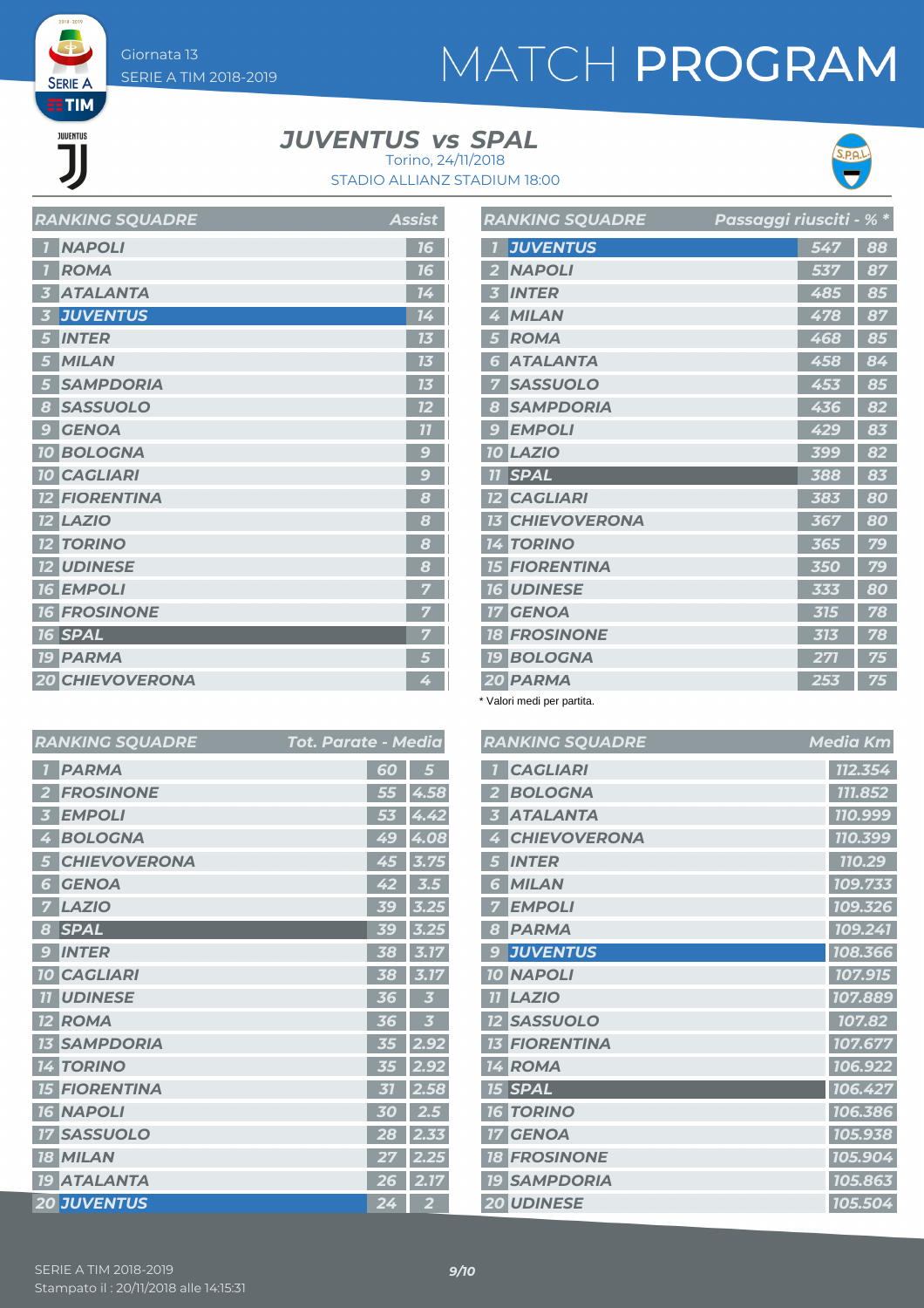# MATCH PROGRAM

Giornata 13
SERIE A TIM 2018-2019

## JUVENTUS vs SPAL

Torino, 24/11/2018
STADIO ALLIANZ STADIUM 18:00

| RANKING SQUADRE | | Assist |
|---|---|---|
| 1 | NAPOLI | 16 |
| 1 | ROMA | 16 |
| 3 | ATALANTA | 14 |
| 3 | JUVENTUS | 14 |
| 5 | INTER | 13 |
| 5 | MILAN | 13 |
| 5 | SAMPDORIA | 13 |
| 8 | SASSUOLO | 12 |
| 9 | GENOA | 11 |
| 10 | BOLOGNA | 9 |
| 10 | CAGLIARI | 9 |
| 12 | FIORENTINA | 8 |
| 12 | LAZIO | 8 |
| 12 | TORINO | 8 |
| 12 | UDINESE | 8 |
| 16 | EMPOLI | 7 |
| 16 | FROSINONE | 7 |
| 16 | SPAL | 7 |
| 19 | PARMA | 5 |
| 20 | CHIEVOVERONA | 4 |

| RANKING SQUADRE | | Passaggi riusciti | % * |
|---|---|---|---|
| 1 | JUVENTUS | 547 | 88 |
| 2 | NAPOLI | 537 | 87 |
| 3 | INTER | 485 | 85 |
| 4 | MILAN | 478 | 87 |
| 5 | ROMA | 468 | 85 |
| 6 | ATALANTA | 458 | 84 |
| 7 | SASSUOLO | 453 | 85 |
| 8 | SAMPDORIA | 436 | 82 |
| 9 | EMPOLI | 429 | 83 |
| 10 | LAZIO | 399 | 82 |
| 11 | SPAL | 388 | 83 |
| 12 | CAGLIARI | 383 | 80 |
| 13 | CHIEVOVERONA | 367 | 80 |
| 14 | TORINO | 365 | 79 |
| 15 | FIORENTINA | 350 | 79 |
| 16 | UDINESE | 333 | 80 |
| 17 | GENOA | 315 | 78 |
| 18 | FROSINONE | 313 | 78 |
| 19 | BOLOGNA | 271 | 75 |
| 20 | PARMA | 253 | 75 |

\* Valori medi per partita.

| RANKING SQUADRE | | Tot. Parate | Media |
|---|---|---|---|
| 1 | PARMA | 60 | 5 |
| 2 | FROSINONE | 55 | 4.58 |
| 3 | EMPOLI | 53 | 4.42 |
| 4 | BOLOGNA | 49 | 4.08 |
| 5 | CHIEVOVERONA | 45 | 3.75 |
| 6 | GENOA | 42 | 3.5 |
| 7 | LAZIO | 39 | 3.25 |
| 8 | SPAL | 39 | 3.25 |
| 9 | INTER | 38 | 3.17 |
| 10 | CAGLIARI | 38 | 3.17 |
| 11 | UDINESE | 36 | 3 |
| 12 | ROMA | 36 | 3 |
| 13 | SAMPDORIA | 35 | 2.92 |
| 14 | TORINO | 35 | 2.92 |
| 15 | FIORENTINA | 31 | 2.58 |
| 16 | NAPOLI | 30 | 2.5 |
| 17 | SASSUOLO | 28 | 2.33 |
| 18 | MILAN | 27 | 2.25 |
| 19 | ATALANTA | 26 | 2.17 |
| 20 | JUVENTUS | 24 | 2 |

| RANKING SQUADRE | | Media Km |
|---|---|---|
| 1 | CAGLIARI | 112.354 |
| 2 | BOLOGNA | 111.852 |
| 3 | ATALANTA | 110.999 |
| 4 | CHIEVOVERONA | 110.399 |
| 5 | INTER | 110.29 |
| 6 | MILAN | 109.733 |
| 7 | EMPOLI | 109.326 |
| 8 | PARMA | 109.241 |
| 9 | JUVENTUS | 108.366 |
| 10 | NAPOLI | 107.915 |
| 11 | LAZIO | 107.889 |
| 12 | SASSUOLO | 107.82 |
| 13 | FIORENTINA | 107.677 |
| 14 | ROMA | 106.922 |
| 15 | SPAL | 106.427 |
| 16 | TORINO | 106.386 |
| 17 | GENOA | 105.938 |
| 18 | FROSINONE | 105.904 |
| 19 | SAMPDORIA | 105.863 |
| 20 | UDINESE | 105.504 |

SERIE A TIM 2018-2019
Stampato il : 20/11/2018 alle 14:15:31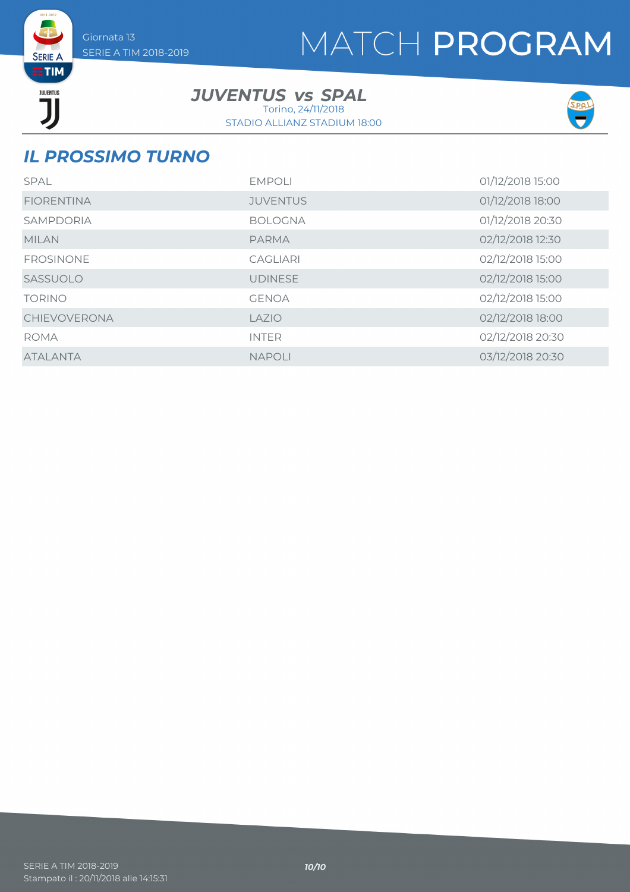# MATCH PROGRAM

Giornata 13
SERIE A TIM 2018-2019

**JUVENTUS vs SPAL**
Torino, 24/11/2018
STADIO ALLIANZ STADIUM 18:00

## IL PROSSIMO TURNO

| | | |
|---|---|---|
| SPAL | EMPOLI | 01/12/2018 15:00 |
| FIORENTINA | JUVENTUS | 01/12/2018 18:00 |
| SAMPDORIA | BOLOGNA | 01/12/2018 20:30 |
| MILAN | PARMA | 02/12/2018 12:30 |
| FROSINONE | CAGLIARI | 02/12/2018 15:00 |
| SASSUOLO | UDINESE | 02/12/2018 15:00 |
| TORINO | GENOA | 02/12/2018 15:00 |
| CHIEVOVERONA | LAZIO | 02/12/2018 18:00 |
| ROMA | INTER | 02/12/2018 20:30 |
| ATALANTA | NAPOLI | 03/12/2018 20:30 |

SERIE A TIM 2018-2019
Stampato il : 20/11/2018 alle 14:15:31